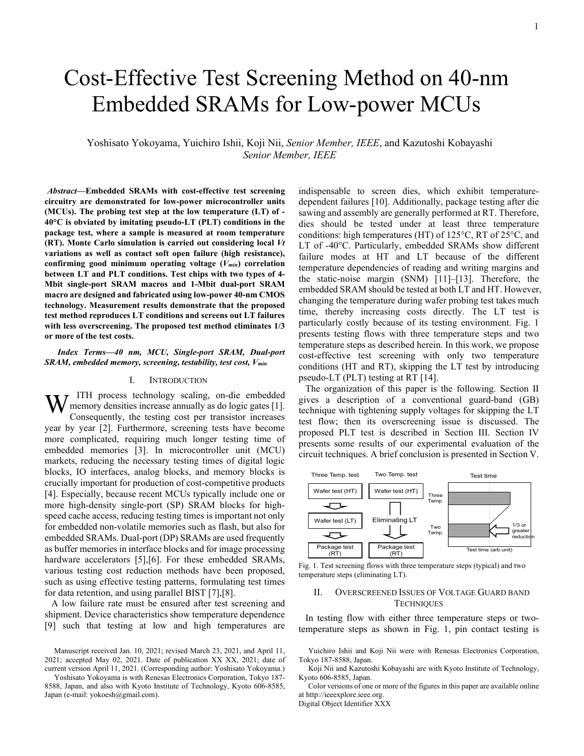# Cost-Effective Test Screening Method on 40-nm Embedded SRAMs for Low-power MCUs

Yoshisato Yokoyama, Yuichiro Ishii, Koji Nii, *Senior Member, IEEE*, and Kazutoshi Kobayashi *Senior Member, IEEE*

***Abstract*—Embedded SRAMs with cost-effective test screening circuitry are demonstrated for low-power microcontroller units (MCUs). The probing test step at the low temperature (LT) of -40°C is obviated by imitating pseudo-LT (PLT) conditions in the package test, where a sample is measured at room temperature (RT). Monte Carlo simulation is carried out considering local *Vt* variations as well as contact soft open failure (high resistance), confirming good minimum operating voltage ($V_{min}$) correlation between LT and PLT conditions. Test chips with two types of 4-Mbit single-port SRAM macros and 1-Mbit dual-port SRAM macro are designed and fabricated using low-power 40-nm CMOS technology. Measurement results demonstrate that the proposed test method reproduces LT conditions and screens out LT failures with less overscreening. The proposed test method eliminates 1/3 or more of the test costs.**

***Index Terms*—40 nm, MCU, Single-port SRAM, Dual-port SRAM, embedded memory, screening, testability, test cost, $V_{min}$**

## I. Introduction

With process technology scaling, on-die embedded memory densities increase annually as do logic gates [1]. Consequently, the testing cost per transistor increases year by year [2]. Furthermore, screening tests have become more complicated, requiring much longer testing time of embedded memories [3]. In microcontroller unit (MCU) markets, reducing the necessary testing times of digital logic blocks, IO interfaces, analog blocks, and memory blocks is crucially important for production of cost-competitive products [4]. Especially, because recent MCUs typically include one or more high-density single-port (SP) SRAM blocks for high-speed cache access, reducing testing times is important not only for embedded non-volatile memories such as flash, but also for embedded SRAMs. Dual-port (DP) SRAMs are used frequently as buffer memories in interface blocks and for image processing hardware accelerators [5],[6]. For these embedded SRAMs, various testing cost reduction methods have been proposed, such as using effective testing patterns, formulating test times for data retention, and using parallel BIST [7],[8].

A low failure rate must be ensured after test screening and shipment. Device characteristics show temperature dependence [9] such that testing at low and high temperatures are indispensable to screen dies, which exhibit temperature-dependent failures [10]. Additionally, package testing after die sawing and assembly are generally performed at RT. Therefore, dies should be tested under at least three temperature conditions: high temperatures (HT) of 125°C, RT of 25°C, and LT of -40°C. Particularly, embedded SRAMs show different failure modes at HT and LT because of the different temperature dependencies of reading and writing margins and the static-noise margin (SNM) [11]–[13]. Therefore, the embedded SRAM should be tested at both LT and HT. However, changing the temperature during wafer probing test takes much time, thereby increasing costs directly. The LT test is particularly costly because of its testing environment. Fig. 1 presents testing flows with three temperature steps and two temperature steps as described herein. In this work, we propose cost-effective test screening with only two temperature conditions (HT and RT), skipping the LT test by introducing pseudo-LT (PLT) testing at RT [14].

The organization of this paper is the following. Section II gives a description of a conventional guard-band (GB) technique with tightening supply voltages for skipping the LT test flow; then its overscreening issue is discussed. The proposed PLT test is described in Section III. Section IV presents some results of our experimental evaluation of the circuit techniques. A brief conclusion is presented in Section V.

Fig. 1. Test screening flows with three temperature steps (typical) and two temperature steps (eliminating LT).

## II. Overscreened Issues of Voltage Guard Band Techniques

In testing flow with either three temperature steps or two-temperature steps as shown in Fig. 1, pin contact testing is

---

Manuscript received Jan. 10, 2021; revised March 23, 2021, and April 11, 2021; accepted May 02, 2021. Date of publication XX XX, 2021; date of current version April 11, 2021. (Corresponding author: Yoshisato Yokoyama.)

Yoshisato Yokoyama is with Renesas Electronics Corporation, Tokyo 187-8588, Japan, and also with Kyoto Institute of Technology, Kyoto 606-8585, Japan (e-mail: yokoesh@gmail.com).

Yuichiro Ishii and Koji Nii were with Renesas Electronics Corporation, Tokyo 187-8588, Japan.

Koji Nii and Kazutoshi Kobayashi are with Kyoto Institute of Technology, Kyoto 606-8585, Japan.

Color versions of one or more of the figures in this paper are available online at http://ieeexplore.ieee.org.

Digital Object Identifier XXX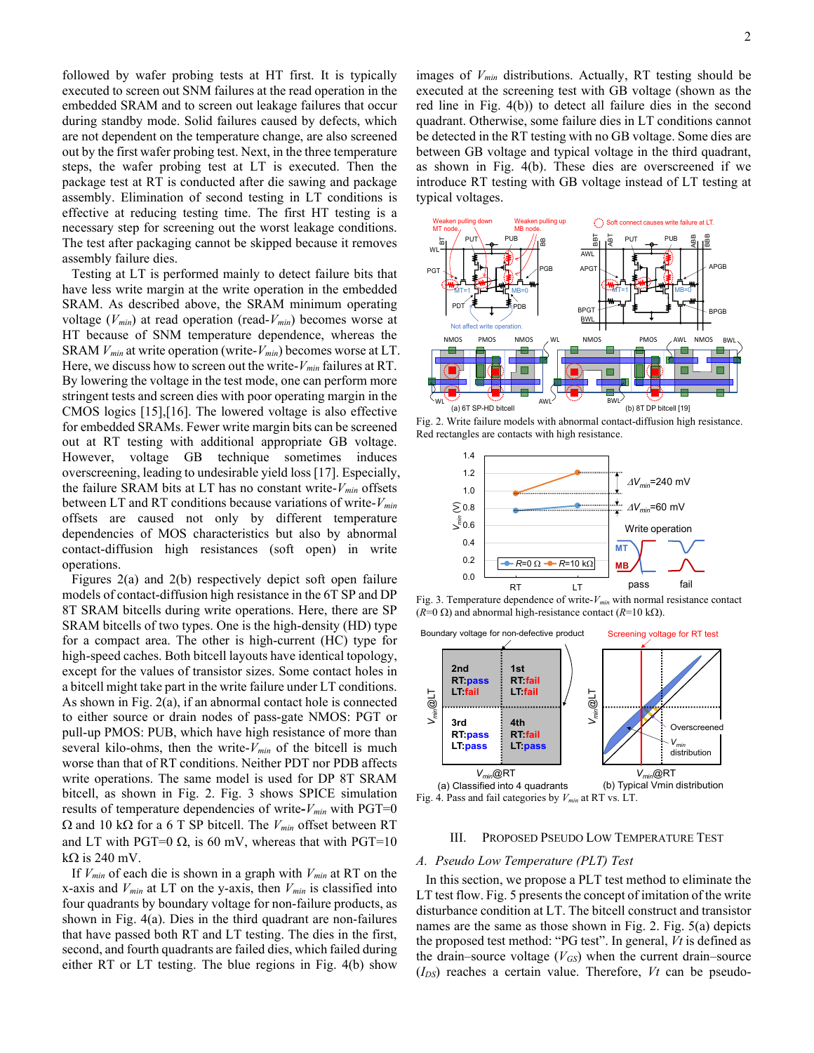followed by wafer probing tests at HT first. It is typically executed to screen out SNM failures at the read operation in the embedded SRAM and to screen out leakage failures that occur during standby mode. Solid failures caused by defects, which are not dependent on the temperature change, are also screened out by the first wafer probing test. Next, in the three temperature steps, the wafer probing test at LT is executed. Then the package test at RT is conducted after die sawing and package assembly. Elimination of second testing in LT conditions is effective at reducing testing time. The first HT testing is a necessary step for screening out the worst leakage conditions. The test after packaging cannot be skipped because it removes assembly failure dies.

Testing at LT is performed mainly to detect failure bits that have less write margin at the write operation in the embedded SRAM. As described above, the SRAM minimum operating voltage ($V_{min}$) at read operation (read-$V_{min}$) becomes worse at HT because of SNM temperature dependence, whereas the SRAM $V_{min}$ at write operation (write-$V_{min}$) becomes worse at LT. Here, we discuss how to screen out the write-$V_{min}$ failures at RT. By lowering the voltage in the test mode, one can perform more stringent tests and screen dies with poor operating margin in the CMOS logics [15],[16]. The lowered voltage is also effective for embedded SRAMs. Fewer write margin bits can be screened out at RT testing with additional appropriate GB voltage. However, voltage GB technique sometimes induces overscreening, leading to undesirable yield loss [17]. Especially, the failure SRAM bits at LT has no constant write-$V_{min}$ offsets between LT and RT conditions because variations of write-$V_{min}$ offsets are caused not only by different temperature dependencies of MOS characteristics but also by abnormal contact-diffusion high resistances (soft open) in write operations.

Figures 2(a) and 2(b) respectively depict soft open failure models of contact-diffusion high resistance in the 6T SP and DP 8T SRAM bitcells during write operations. Here, there are SP SRAM bitcells of two types. One is the high-density (HD) type for a compact area. The other is high-current (HC) type for high-speed caches. Both bitcell layouts have identical topology, except for the values of transistor sizes. Some contact holes in a bitcell might take part in the write failure under LT conditions. As shown in Fig. 2(a), if an abnormal contact hole is connected to either source or drain nodes of pass-gate NMOS: PGT or pull-up PMOS: PUB, which have high resistance of more than several kilo-ohms, then the write-$V_{min}$ of the bitcell is much worse than that of RT conditions. Neither PDT nor PDB affects write operations. The same model is used for DP 8T SRAM bitcell, as shown in Fig. 2. Fig. 3 shows SPICE simulation results of temperature dependencies of write-$V_{min}$ with PGT=0 Ω and 10 kΩ for a 6 T SP bitcell. The $V_{min}$ offset between RT and LT with PGT=0 Ω, is 60 mV, whereas that with PGT=10 kΩ is 240 mV.

If $V_{min}$ of each die is shown in a graph with $V_{min}$ at RT on the x-axis and $V_{min}$ at LT on the y-axis, then $V_{min}$ is classified into four quadrants by boundary voltage for non-failure products, as shown in Fig. 4(a). Dies in the third quadrant are non-failures that have passed both RT and LT testing. The dies in the first, second, and fourth quadrants are failed dies, which failed during either RT or LT testing. The blue regions in Fig. 4(b) show images of $V_{min}$ distributions. Actually, RT testing should be executed at the screening test with GB voltage (shown as the red line in Fig. 4(b)) to detect all failure dies in the second quadrant. Otherwise, some failure dies in LT conditions cannot be detected in the RT testing with no GB voltage. Some dies are between GB voltage and typical voltage in the third quadrant, as shown in Fig. 4(b). These dies are overscreened if we introduce RT testing with GB voltage instead of LT testing at typical voltages.

Fig. 2. Write failure models with abnormal contact-diffusion high resistance. Red rectangles are contacts with high resistance.

Fig. 3. Temperature dependence of write-$V_{min}$ with normal resistance contact ($R$=0 Ω) and abnormal high-resistance contact ($R$=10 kΩ).

Fig. 4. Pass and fail categories by $V_{min}$ at RT vs. LT.

## III. Proposed Pseudo Low Temperature Test

### A. Pseudo Low Temperature (PLT) Test

In this section, we propose a PLT test method to eliminate the LT test flow. Fig. 5 presents the concept of imitation of the write disturbance condition at LT. The bitcell construct and transistor names are the same as those shown in Fig. 2. Fig. 5(a) depicts the proposed test method: "PG test". In general, $Vt$ is defined as the drain–source voltage ($V_{GS}$) when the current drain–source ($I_{DS}$) reaches a certain value. Therefore, $Vt$ can be pseudo-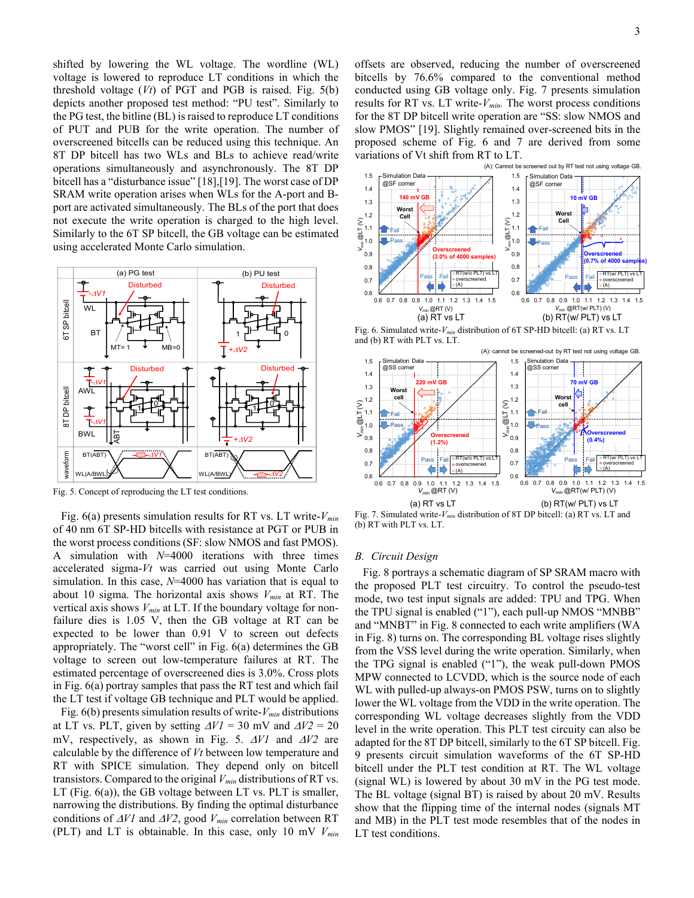shifted by lowering the WL voltage. The wordline (WL) voltage is lowered to reproduce LT conditions in which the threshold voltage ($Vt$) of PGT and PGB is raised. Fig. 5(b) depicts another proposed test method: "PU test". Similarly to the PG test, the bitline (BL) is raised to reproduce LT conditions of PUT and PUB for the write operation. The number of overscreened bitcells can be reduced using this technique. An 8T DP bitcell has two WLs and BLs to achieve read/write operations simultaneously and asynchronously. The 8T DP bitcell has a "disturbance issue" [18],[19]. The worst case of DP SRAM write operation arises when WLs for the A-port and B-port are activated simultaneously. The BLs of the port that does not execute the write operation is charged to the high level. Similarly to the 6T SP bitcell, the GB voltage can be estimated using accelerated Monte Carlo simulation.

Fig. 5. Concept of reproducing the LT test conditions.

Fig. 6(a) presents simulation results for RT vs. LT write-$V_{min}$ of 40 nm 6T SP-HD bitcells with resistance at PGT or PUB in the worst process conditions (SF: slow NMOS and fast PMOS). A simulation with $N$=4000 iterations with three times accelerated sigma-$Vt$ was carried out using Monte Carlo simulation. In this case, $N$=4000 has variation that is equal to about 10 sigma. The horizontal axis shows $V_{min}$ at RT. The vertical axis shows $V_{min}$ at LT. If the boundary voltage for non-failure dies is 1.05 V, then the GB voltage at RT can be expected to be lower than 0.91 V to screen out defects appropriately. The "worst cell" in Fig. 6(a) determines the GB voltage to screen out low-temperature failures at RT. The estimated percentage of overscreened dies is 3.0%. Cross plots in Fig. 6(a) portray samples that pass the RT test and which fail the LT test if voltage GB technique and PLT would be applied.

Fig. 6(b) presents simulation results of write-$V_{min}$ distributions at LT vs. PLT, given by setting $\Delta V1$ = 30 mV and $\Delta V2$ = 20 mV, respectively, as shown in Fig. 5. $\Delta V1$ and $\Delta V2$ are calculable by the difference of $Vt$ between low temperature and RT with SPICE simulation. They depend only on bitcell transistors. Compared to the original $V_{min}$ distributions of RT vs. LT (Fig. 6(a)), the GB voltage between LT vs. PLT is smaller, narrowing the distributions. By finding the optimal disturbance conditions of $\Delta V1$ and $\Delta V2$, good $V_{min}$ correlation between RT (PLT) and LT is obtainable. In this case, only 10 mV $V_{min}$ offsets are observed, reducing the number of overscreened bitcells by 76.6% compared to the conventional method conducted using GB voltage only. Fig. 7 presents simulation results for RT vs. LT write-$V_{min}$. The worst process conditions for the 8T DP bitcell write operation are "SS: slow NMOS and slow PMOS" [19]. Slightly remained over-screened bits in the proposed scheme of Fig. 6 and 7 are derived from some variations of Vt shift from RT to LT.

Fig. 6. Simulated write-$V_{min}$ distribution of 6T SP-HD bitcell: (a) RT vs. LT and (b) RT with PLT vs. LT.

Fig. 7. Simulated write-$V_{min}$ distribution of 8T DP bitcell: (a) RT vs. LT and (b) RT with PLT vs. LT.

## B. Circuit Design

Fig. 8 portrays a schematic diagram of SP SRAM macro with the proposed PLT test circuitry. To control the pseudo-test mode, two test input signals are added: TPU and TPG. When the TPU signal is enabled ("1"), each pull-up NMOS "MNBB" and "MNBT" in Fig. 8 connected to each write amplifiers (WA in Fig. 8) turns on. The corresponding BL voltage rises slightly from the VSS level during the write operation. Similarly, when the TPG signal is enabled ("1"), the weak pull-down PMOS MPW connected to LCVDD, which is the source node of each WL with pulled-up always-on PMOS PSW, turns on to slightly lower the WL voltage from the VDD in the write operation. The corresponding WL voltage decreases slightly from the VDD level in the write operation. This PLT test circuitry can also be adapted for the 8T DP bitcell, similarly to the 6T SP bitcell. Fig. 9 presents circuit simulation waveforms of the 6T SP-HD bitcell under the PLT test condition at RT. The WL voltage (signal WL) is lowered by about 30 mV in the PG test mode. The BL voltage (signal BT) is raised by about 20 mV. Results show that the flipping time of the internal nodes (signals MT and MB) in the PLT test mode resembles that of the nodes in LT test conditions.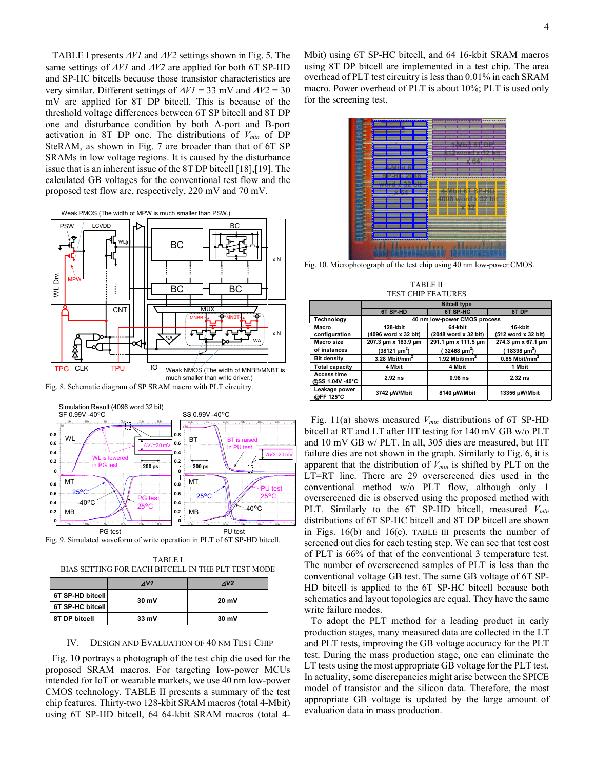TABLE I presents $\Delta V1$ and $\Delta V2$ settings shown in Fig. 5. The same settings of $\Delta V1$ and $\Delta V2$ are applied for both 6T SP-HD and SP-HC bitcells because those transistor characteristics are very similar. Different settings of $\Delta V1$ = 33 mV and $\Delta V2$ = 30 mV are applied for 8T DP bitcell. This is because of the threshold voltage differences between 6T SP bitcell and 8T DP one and disturbance condition by both A-port and B-port activation in 8T DP one. The distributions of $V_{min}$ of DP SteRAM, as shown in Fig. 7 are broader than that of 6T SP SRAMs in low voltage regions. It is caused by the disturbance issue that is an inherent issue of the 8T DP bitcell [18],[19]. The calculated GB voltages for the conventional test flow and the proposed test flow are, respectively, 220 mV and 70 mV.

Fig. 8. Schematic diagram of SP SRAM macro with PLT circuitry.

Fig. 9. Simulated waveform of write operation in PLT of 6T SP-HD bitcell.

TABLE I
BIAS SETTING FOR EACH BITCELL IN THE PLT TEST MODE

| | $\Delta V1$ | $\Delta V2$ |
|---|---|---|
| 6T SP-HD bitcell | 30 mV | 20 mV |
| 6T SP-HC bitcell | 30 mV | 20 mV |
| 8T DP bitcell | 33 mV | 30 mV |

## IV. Design and Evaluation of 40 nm Test Chip

Fig. 10 portrays a photograph of the test chip die used for the proposed SRAM macros. For targeting low-power MCUs intended for IoT or wearable markets, we use 40 nm low-power CMOS technology. TABLE II presents a summary of the test chip features. Thirty-two 128-kbit SRAM macros (total 4-Mbit) using 6T SP-HD bitcell, 64 64-kbit SRAM macros (total 4-Mbit) using 6T SP-HC bitcell, and 64 16-kbit SRAM macros using 8T DP bitcell are implemented in a test chip. The area overhead of PLT test circuitry is less than 0.01% in each SRAM macro. Power overhead of PLT is about 10%; PLT is used only for the screening test.

Fig. 10. Microphotograph of the test chip using 40 nm low-power CMOS.

TABLE II
TEST CHIP FEATURES

| | Bitcell type | | |
|---|---|---|---|
| | 6T SP-HD | 6T SP-HC | 8T DP |
| Technology | 40 nm low-power CMOS process | | |
| Macro configuration | 128-kbit (4096 word x 32 bit) | 64-kbit (2048 word x 32 bit) | 16-kbit (512 word x 32 bit) |
| Macro size of instances | 207.3 µm x 183.9 µm (38121 µm$^2$) | 291.1 µm x 111.5 µm (32468 µm$^2$) | 274.3 µm x 67.1 µm (18398 µm$^2$) |
| Bit density | 3.28 Mbit/mm$^2$ | 1.92 Mbit/mm$^2$ | 0.85 Mbit/mm$^2$ |
| Total capacity | 4 Mbit | 4 Mbit | 1 Mbit |
| Access time @SS 1.04V -40°C | 2.92 ns | 0.98 ns | 2.32 ns |
| Leakage power @FF 125°C | 3742 µW/Mbit | 8140 µW/Mbit | 13356 µW/Mbit |

Fig. 11(a) shows measured $V_{min}$ distributions of 6T SP-HD bitcell at RT and LT after HT testing for 140 mV GB w/o PLT and 10 mV GB w/ PLT. In all, 305 dies are measured, but HT failure dies are not shown in the graph. Similarly to Fig. 6, it is apparent that the distribution of $V_{min}$ is shifted by PLT on the LT=RT line. There are 29 overscreened dies used in the conventional method w/o PLT flow, although only 1 overscreened die is observed using the proposed method with PLT. Similarly to the 6T SP-HD bitcell, measured $V_{min}$ distributions of 6T SP-HC bitcell and 8T DP bitcell are shown in Figs. 16(b) and 16(c). TABLE III presents the number of screened out dies for each testing step. We can see that test cost of PLT is 66% of that of the conventional 3 temperature test. The number of overscreened samples of PLT is less than the conventional voltage GB test. The same GB voltage of 6T SP-HD bitcell is applied to the 6T SP-HC bitcell because both schematics and layout topologies are equal. They have the same write failure modes.

To adopt the PLT method for a leading product in early production stages, many measured data are collected in the LT and PLT tests, improving the GB voltage accuracy for the PLT test. During the mass production stage, one can eliminate the LT tests using the most appropriate GB voltage for the PLT test. In actuality, some discrepancies might arise between the SPICE model of transistor and the silicon data. Therefore, the most appropriate GB voltage is updated by the large amount of evaluation data in mass production.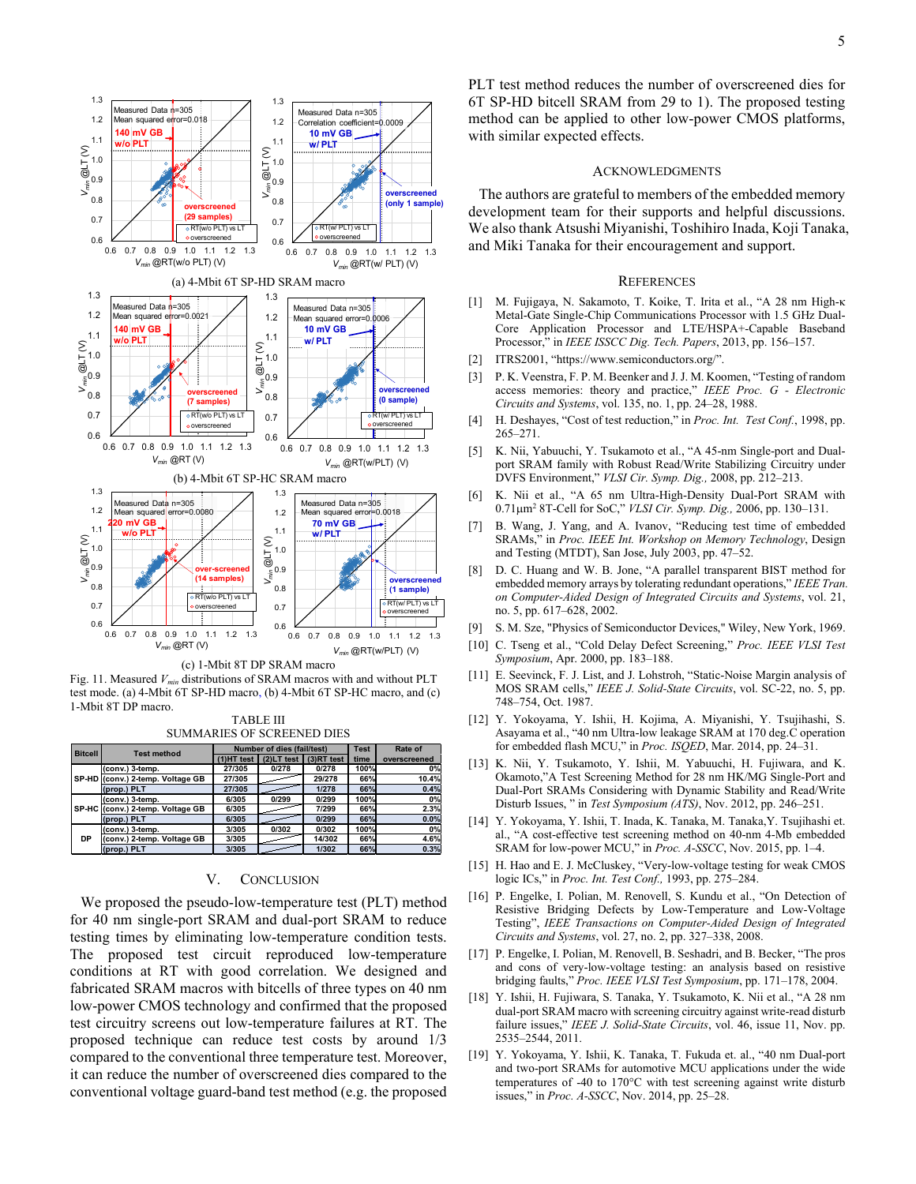Measured Data n=305
Mean squared error=0.018
140 mV GB
w/o PLT
overscreened
(29 samples)
RT(w/o PLT) vs LT
overscreened
$V_{min}$ @LT (V)
$V_{min}$ @RT(w/o PLT) (V)

Measured Data n=305
Correlation coefficient=0.0009
10 mV GB
w/ PLT
overscreened
(only 1 sample)
RT(w/ PLT) vs LT
overscreened
$V_{min}$ @LT (V)
$V_{min}$ @RT(w/ PLT) (V)

(a) 4-Mbit 6T SP-HD SRAM macro

Measured Data n=305
Mean squared error=0.0021
140 mV GB
w/o PLT
overscreened
(7 samples)
RT(w/o PLT) vs LT
overscreened
$V_{min}$ @LT (V)
$V_{min}$ @RT (V)

Measured Data n=305
Mean squared error=0.0006
10 mV GB
w/ PLT
overscreened
(0 sample)
RT(w/ PLT) vs LT
overscreened
$V_{min}$ @LT (V)
$V_{min}$ @RT(w/PLT) (V)

(b) 4-Mbit 6T SP-HC SRAM macro

Measured Data n=305
Mean squared error=0.0080
220 mV GB
w/o PLT
over-screened
(14 samples)
RT(w/o PLT) vs LT
overscreened
$V_{min}$ @LT (V)
$V_{min}$ @RT (V)

Measured Data n=305
Mean squared error=0.0018
70 mV GB
w/ PLT
overscreened
(1 sample)
RT(w/ PLT) vs LT
overscreened
$V_{min}$ @LT (V)
$V_{min}$ @RT(w/PLT) (V)

(c) 1-Mbit 8T DP SRAM macro

Fig. 11. Measured $V_{min}$ distributions of SRAM macros with and without PLT test mode. (a) 4-Mbit 6T SP-HD macro, (b) 4-Mbit 6T SP-HC macro, and (c) 1-Mbit 8T DP macro.

TABLE III
SUMMARIES OF SCREENED DIES

| Bitcell | Test method | Number of dies (fail/test) | | | Test time | Rate of overscreened |
|---|---|---|---|---|---|---|
| | | (1)HT test | (2)LT test | (3)RT test | | |
| SP-HD | (conv.) 3-temp. | 27/305 | 0/278 | 0/278 | 100% | 0% |
| | (conv.) 2-temp. Voltage GB | 27/305 | | 29/278 | 66% | 10.4% |
| | (prop.) PLT | 27/305 | | 1/278 | 66% | 0.4% |
| SP-HC | (conv.) 3-temp. | 6/305 | 0/299 | 0/299 | 100% | 0% |
| | (conv.) 2-temp. Voltage GB | 6/305 | | 7/299 | 66% | 2.3% |
| | (prop.) PLT | 6/305 | | 0/299 | 66% | 0.0% |
| DP | (conv.) 3-temp. | 3/305 | 0/302 | 0/302 | 100% | 0% |
| | (conv.) 2-temp. Voltage GB | 3/305 | | 14/302 | 66% | 4.6% |
| | (prop.) PLT | 3/305 | | 1/302 | 66% | 0.3% |

## V. CONCLUSION

We proposed the pseudo-low-temperature test (PLT) method for 40 nm single-port SRAM and dual-port SRAM to reduce testing times by eliminating low-temperature condition tests. The proposed test circuit reproduced low-temperature conditions at RT with good correlation. We designed and fabricated SRAM macros with bitcells of three types on 40 nm low-power CMOS technology and confirmed that the proposed test circuitry screens out low-temperature failures at RT. The proposed technique can reduce test costs by around 1/3 compared to the conventional three temperature test. Moreover, it can reduce the number of overscreened dies compared to the conventional voltage guard-band test method (e.g. the proposed PLT test method reduces the number of overscreened dies for 6T SP-HD bitcell SRAM from 29 to 1). The proposed testing method can be applied to other low-power CMOS platforms, with similar expected effects.

## ACKNOWLEDGMENTS

The authors are grateful to members of the embedded memory development team for their supports and helpful discussions. We also thank Atsushi Miyanishi, Toshihiro Inada, Koji Tanaka, and Miki Tanaka for their encouragement and support.

## REFERENCES

[1] M. Fujigaya, N. Sakamoto, T. Koike, T. Irita et al., "A 28 nm High-κ Metal-Gate Single-Chip Communications Processor with 1.5 GHz Dual-Core Application Processor and LTE/HSPA+-Capable Baseband Processor," in *IEEE ISSCC Dig. Tech. Papers*, 2013, pp. 156–157.

[2] ITRS2001, "https://www.semiconductors.org/".

[3] P. K. Veenstra, F. P. M. Beenker and J. J. M. Koomen, "Testing of random access memories: theory and practice," *IEEE Proc. G - Electronic Circuits and Systems*, vol. 135, no. 1, pp. 24–28, 1988.

[4] H. Deshayes, "Cost of test reduction," in *Proc. Int. Test Conf.*, 1998, pp. 265–271.

[5] K. Nii, Yabuuchi, Y. Tsukamoto et al., "A 45-nm Single-port and Dual-port SRAM family with Robust Read/Write Stabilizing Circuitry under DVFS Environment," *VLSI Cir. Symp. Dig.*, 2008, pp. 212–213.

[6] K. Nii et al., "A 65 nm Ultra-High-Density Dual-Port SRAM with 0.71µm$^2$ 8T-Cell for SoC," *VLSI Cir. Symp. Dig.*, 2006, pp. 130–131.

[7] B. Wang, J. Yang, and A. Ivanov, "Reducing test time of embedded SRAMs," in *Proc. IEEE Int. Workshop on Memory Technology*, Design and Testing (MTDT), San Jose, July 2003, pp. 47–52.

[8] D. C. Huang and W. B. Jone, "A parallel transparent BIST method for embedded memory arrays by tolerating redundant operations," *IEEE Tran. on Computer-Aided Design of Integrated Circuits and Systems*, vol. 21, no. 5, pp. 617–628, 2002.

[9] S. M. Sze, "Physics of Semiconductor Devices," Wiley, New York, 1969.

[10] C. Tseng et al., "Cold Delay Defect Screening," *Proc. IEEE VLSI Test Symposium*, Apr. 2000, pp. 183–188.

[11] E. Seevinck, F. J. List, and J. Lohstroh, "Static-Noise Margin analysis of MOS SRAM cells," *IEEE J. Solid-State Circuits*, vol. SC-22, no. 5, pp. 748–754, Oct. 1987.

[12] Y. Yokoyama, Y. Ishii, H. Kojima, A. Miyanishi, Y. Tsujihashi, S. Asayama et al., "40 nm Ultra-low leakage SRAM at 170 deg.C operation for embedded flash MCU," in *Proc. ISQED*, Mar. 2014, pp. 24–31.

[13] K. Nii, Y. Tsukamoto, Y. Ishii, M. Yabuuchi, H. Fujiwara, and K. Okamoto,"A Test Screening Method for 28 nm HK/MG Single-Port and Dual-Port SRAMs Considering with Dynamic Stability and Read/Write Disturb Issues, " in *Test Symposium (ATS)*, Nov. 2012, pp. 246–251.

[14] Y. Yokoyama, Y. Ishii, T. Inada, K. Tanaka, M. Tanaka,Y. Tsujihashi et. al., "A cost-effective test screening method on 40-nm 4-Mb embedded SRAM for low-power MCU," in *Proc. A-SSCC*, Nov. 2015, pp. 1–4.

[15] H. Hao and E. J. McCluskey, "Very-low-voltage testing for weak CMOS logic ICs," in *Proc. Int. Test Conf.*, 1993, pp. 275–284.

[16] P. Engelke, I. Polian, M. Renovell, S. Kundu et al., "On Detection of Resistive Bridging Defects by Low-Temperature and Low-Voltage Testing", *IEEE Transactions on Computer-Aided Design of Integrated Circuits and Systems*, vol. 27, no. 2, pp. 327–338, 2008.

[17] P. Engelke, I. Polian, M. Renovell, B. Seshadri, and B. Becker, "The pros and cons of very-low-voltage testing: an analysis based on resistive bridging faults," *Proc. IEEE VLSI Test Symposium*, pp. 171–178, 2004.

[18] Y. Ishii, H. Fujiwara, S. Tanaka, Y. Tsukamoto, K. Nii et al., "A 28 nm dual-port SRAM macro with screening circuitry against write-read disturb failure issues," *IEEE J. Solid-State Circuits*, vol. 46, issue 11, Nov. pp. 2535–2544, 2011.

[19] Y. Yokoyama, Y. Ishii, K. Tanaka, T. Fukuda et. al., "40 nm Dual-port and two-port SRAMs for automotive MCU applications under the wide temperatures of -40 to 170°C with test screening against write disturb issues," in *Proc. A-SSCC*, Nov. 2014, pp. 25–28.